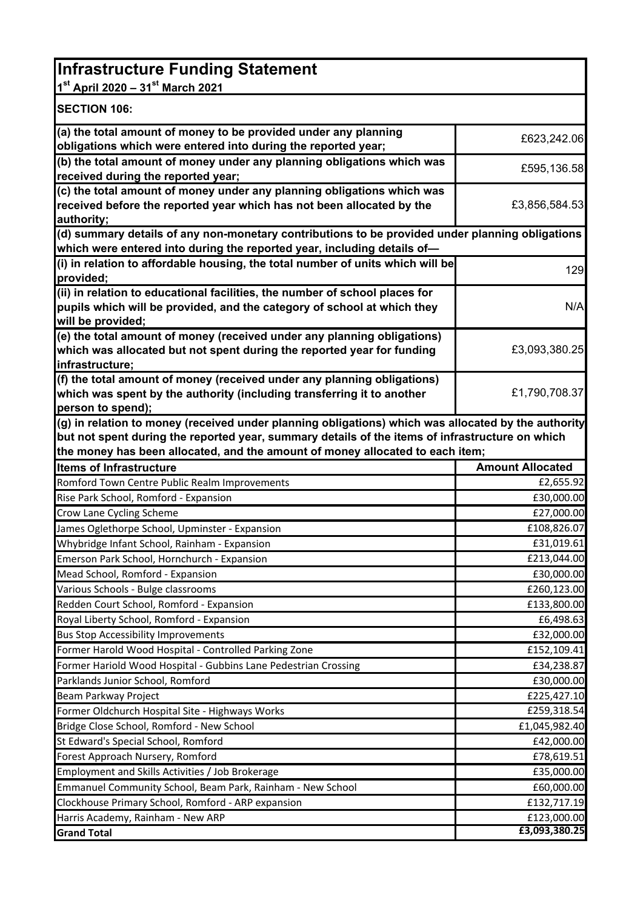# Infrastructure Funding Statement

**1st April 2020 – 31st March 2021**

## SECTION 106:

| | |
|---|---|
| **(a) the total amount of money to be provided under any planning obligations which were entered into during the reported year;** | £623,242.06 |
| **(b) the total amount of money under any planning obligations which was received during the reported year;** | £595,136.58 |
| **(c) the total amount of money under any planning obligations which was received before the reported year which has not been allocated by the authority;** | £3,856,584.53 |
| **(d) summary details of any non-monetary contributions to be provided under planning obligations which were entered into during the reported year, including details of—** | |
| **(i) in relation to affordable housing, the total number of units which will be provided;** | 129 |
| **(ii) in relation to educational facilities, the number of school places for pupils which will be provided, and the category of school at which they will be provided;** | N/A |
| **(e) the total amount of money (received under any planning obligations) which was allocated but not spent during the reported year for funding infrastructure;** | £3,093,380.25 |
| **(f) the total amount of money (received under any planning obligations) which was spent by the authority (including transferring it to another person to spend);** | £1,790,708.37 |

**(g) in relation to money (received under planning obligations) which was allocated by the authority but not spent during the reported year, summary details of the items of infrastructure on which the money has been allocated, and the amount of money allocated to each item;**

| Items of Infrastructure | Amount Allocated |
|---|---|
| Romford Town Centre Public Realm Improvements | £2,655.92 |
| Rise Park School, Romford - Expansion | £30,000.00 |
| Crow Lane Cycling Scheme | £27,000.00 |
| James Oglethorpe School, Upminster - Expansion | £108,826.07 |
| Whybridge Infant School, Rainham - Expansion | £31,019.61 |
| Emerson Park School, Hornchurch - Expansion | £213,044.00 |
| Mead School, Romford - Expansion | £30,000.00 |
| Various Schools - Bulge classrooms | £260,123.00 |
| Redden Court School, Romford - Expansion | £133,800.00 |
| Royal Liberty School, Romford - Expansion | £6,498.63 |
| Bus Stop Accessibility Improvements | £32,000.00 |
| Former Harold Wood Hospital - Controlled Parking Zone | £152,109.41 |
| Former Hariold Wood Hospital - Gubbins Lane Pedestrian Crossing | £34,238.87 |
| Parklands Junior School, Romford | £30,000.00 |
| Beam Parkway Project | £225,427.10 |
| Former Oldchurch Hospital Site - Highways Works | £259,318.54 |
| Bridge Close School, Romford - New School | £1,045,982.40 |
| St Edward's Special School, Romford | £42,000.00 |
| Forest Approach Nursery, Romford | £78,619.51 |
| Employment and Skills Activities / Job Brokerage | £35,000.00 |
| Emmanuel Community School, Beam Park, Rainham - New School | £60,000.00 |
| Clockhouse Primary School, Romford - ARP expansion | £132,717.19 |
| Harris Academy, Rainham - New ARP | £123,000.00 |
| **Grand Total** | **£3,093,380.25** |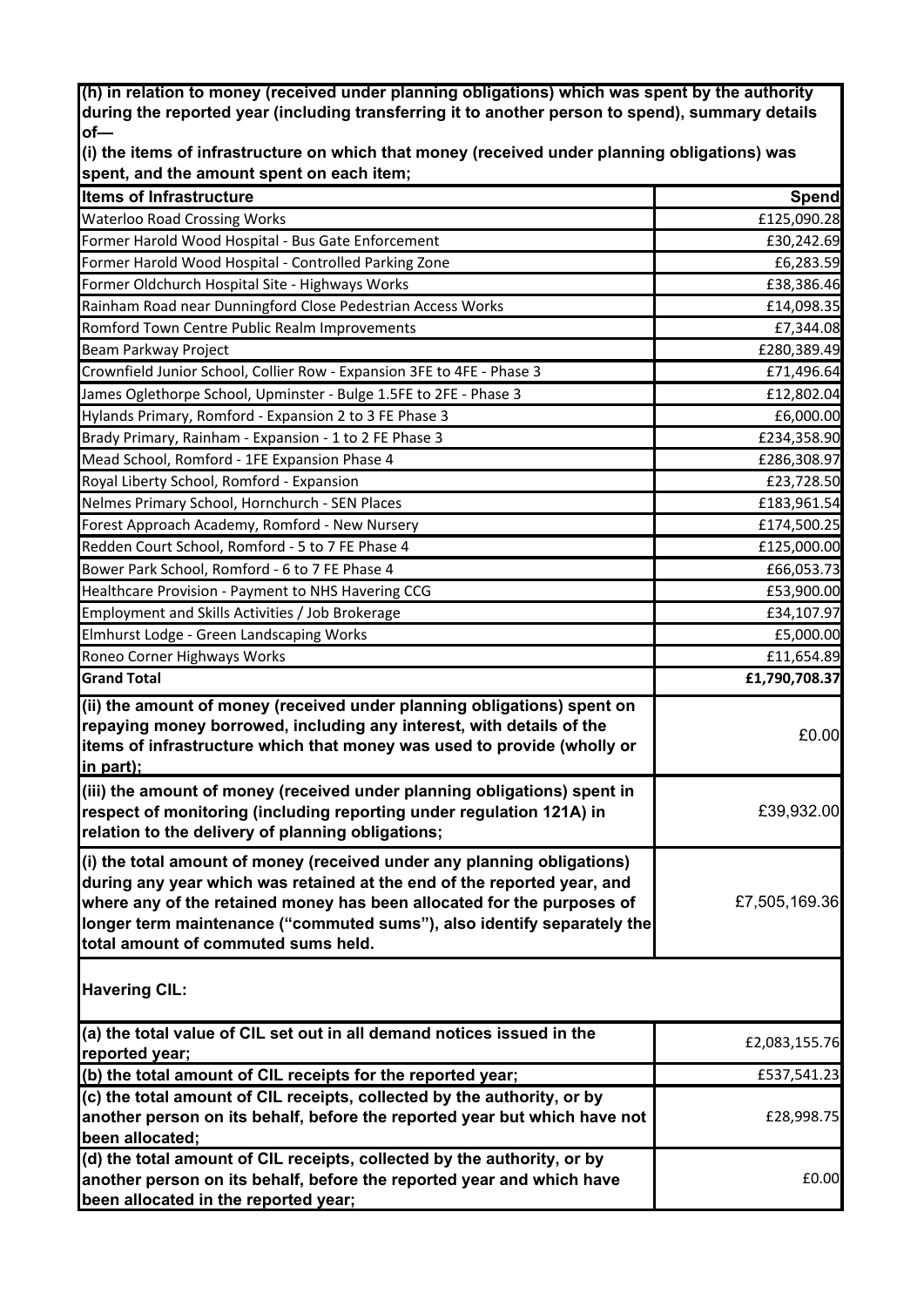| (h) in relation to money (received under planning obligations) which was spent by the authority during the reported year (including transferring it to another person to spend), summary details of— (i) the items of infrastructure on which that money (received under planning obligations) was spent, and the amount spent on each item; | |
|---|---|
| **Items of Infrastructure** | **Spend** |
| Waterloo Road Crossing Works | £125,090.28 |
| Former Harold Wood Hospital - Bus Gate Enforcement | £30,242.69 |
| Former Harold Wood Hospital - Controlled Parking Zone | £6,283.59 |
| Former Oldchurch Hospital Site - Highways Works | £38,386.46 |
| Rainham Road near Dunningford Close Pedestrian Access Works | £14,098.35 |
| Romford Town Centre Public Realm Improvements | £7,344.08 |
| Beam Parkway Project | £280,389.49 |
| Crownfield Junior School, Collier Row - Expansion 3FE to 4FE - Phase 3 | £71,496.64 |
| James Oglethorpe School, Upminster - Bulge 1.5FE to 2FE - Phase 3 | £12,802.04 |
| Hylands Primary, Romford - Expansion 2 to 3 FE Phase 3 | £6,000.00 |
| Brady Primary, Rainham - Expansion - 1 to 2 FE Phase 3 | £234,358.90 |
| Mead School, Romford - 1FE Expansion Phase 4 | £286,308.97 |
| Royal Liberty School, Romford - Expansion | £23,728.50 |
| Nelmes Primary School, Hornchurch - SEN Places | £183,961.54 |
| Forest Approach Academy, Romford - New Nursery | £174,500.25 |
| Redden Court School, Romford - 5 to 7 FE Phase 4 | £125,000.00 |
| Bower Park School, Romford - 6 to 7 FE Phase 4 | £66,053.73 |
| Healthcare Provision - Payment to NHS Havering CCG | £53,900.00 |
| Employment and Skills Activities / Job Brokerage | £34,107.97 |
| Elmhurst Lodge - Green Landscaping Works | £5,000.00 |
| Roneo Corner Highways Works | £11,654.89 |
| **Grand Total** | **£1,790,708.37** |
| **(ii) the amount of money (received under planning obligations) spent on repaying money borrowed, including any interest, with details of the items of infrastructure which that money was used to provide (wholly or in part);** | £0.00 |
| **(iii) the amount of money (received under planning obligations) spent in respect of monitoring (including reporting under regulation 121A) in relation to the delivery of planning obligations;** | £39,932.00 |
| **(i) the total amount of money (received under any planning obligations) during any year which was retained at the end of the reported year, and where any of the retained money has been allocated for the purposes of longer term maintenance ("commuted sums"), also identify separately the total amount of commuted sums held.** | £7,505,169.36 |
| **Havering CIL:** | |
| **(a) the total value of CIL set out in all demand notices issued in the reported year;** | £2,083,155.76 |
| **(b) the total amount of CIL receipts for the reported year;** | £537,541.23 |
| **(c) the total amount of CIL receipts, collected by the authority, or by another person on its behalf, before the reported year but which have not been allocated;** | £28,998.75 |
| **(d) the total amount of CIL receipts, collected by the authority, or by another person on its behalf, before the reported year and which have been allocated in the reported year;** | £0.00 |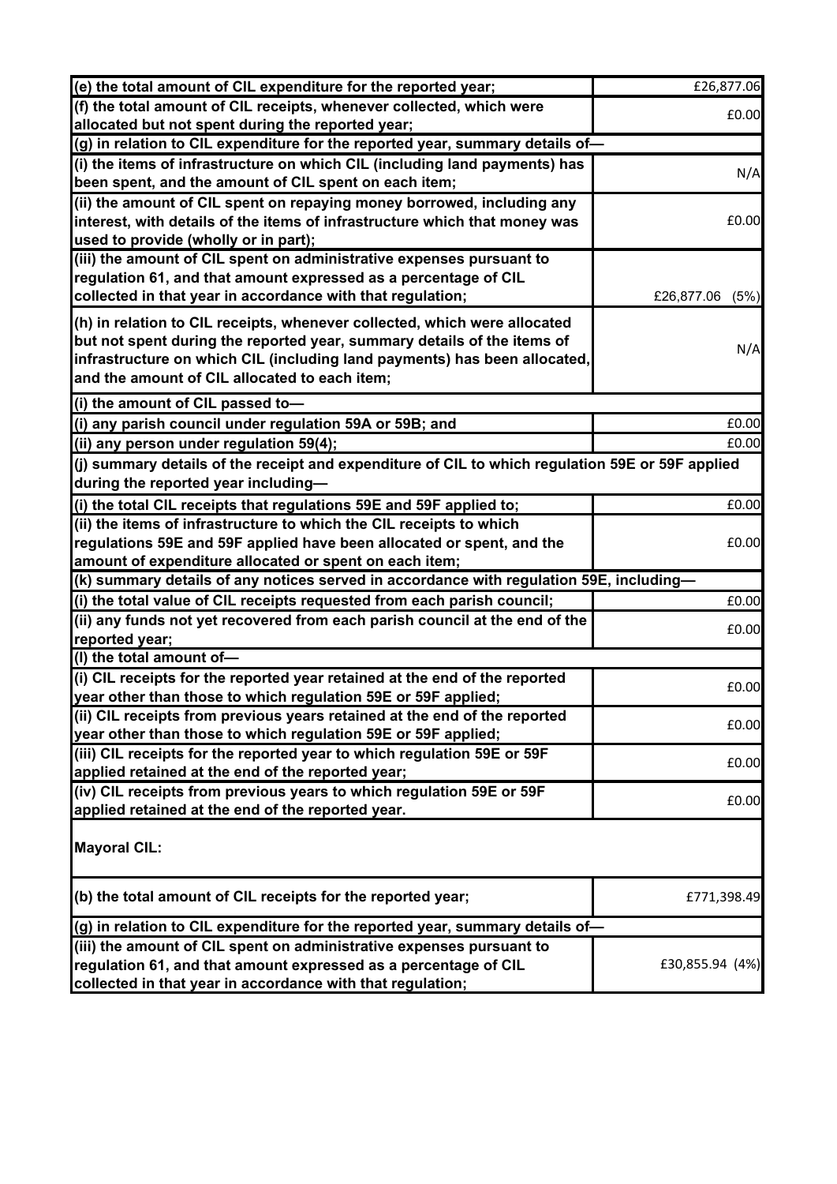| | |
|---|---|
| **(e) the total amount of CIL expenditure for the reported year;** | £26,877.06 |
| **(f) the total amount of CIL receipts, whenever collected, which were allocated but not spent during the reported year;** | £0.00 |
| **(g) in relation to CIL expenditure for the reported year, summary details of—** | |
| **(i) the items of infrastructure on which CIL (including land payments) has been spent, and the amount of CIL spent on each item;** | N/A |
| **(ii) the amount of CIL spent on repaying money borrowed, including any interest, with details of the items of infrastructure which that money was used to provide (wholly or in part);** | £0.00 |
| **(iii) the amount of CIL spent on administrative expenses pursuant to regulation 61, and that amount expressed as a percentage of CIL collected in that year in accordance with that regulation;** | £26,877.06 (5%) |
| **(h) in relation to CIL receipts, whenever collected, which were allocated but not spent during the reported year, summary details of the items of infrastructure on which CIL (including land payments) has been allocated, and the amount of CIL allocated to each item;** | N/A |
| **(i) the amount of CIL passed to—** | |
| **(i) any parish council under regulation 59A or 59B; and** | £0.00 |
| **(ii) any person under regulation 59(4);** | £0.00 |
| **(j) summary details of the receipt and expenditure of CIL to which regulation 59E or 59F applied during the reported year including—** | |
| **(i) the total CIL receipts that regulations 59E and 59F applied to;** | £0.00 |
| **(ii) the items of infrastructure to which the CIL receipts to which regulations 59E and 59F applied have been allocated or spent, and the amount of expenditure allocated or spent on each item;** | £0.00 |
| **(k) summary details of any notices served in accordance with regulation 59E, including—** | |
| **(i) the total value of CIL receipts requested from each parish council;** | £0.00 |
| **(ii) any funds not yet recovered from each parish council at the end of the reported year;** | £0.00 |
| **(l) the total amount of—** | |
| **(i) CIL receipts for the reported year retained at the end of the reported year other than those to which regulation 59E or 59F applied;** | £0.00 |
| **(ii) CIL receipts from previous years retained at the end of the reported year other than those to which regulation 59E or 59F applied;** | £0.00 |
| **(iii) CIL receipts for the reported year to which regulation 59E or 59F applied retained at the end of the reported year;** | £0.00 |
| **(iv) CIL receipts from previous years to which regulation 59E or 59F applied retained at the end of the reported year.** | £0.00 |
| **Mayoral CIL:** | |
| **(b) the total amount of CIL receipts for the reported year;** | £771,398.49 |
| **(g) in relation to CIL expenditure for the reported year, summary details of—** | |
| **(iii) the amount of CIL spent on administrative expenses pursuant to regulation 61, and that amount expressed as a percentage of CIL collected in that year in accordance with that regulation;** | £30,855.94 (4%) |